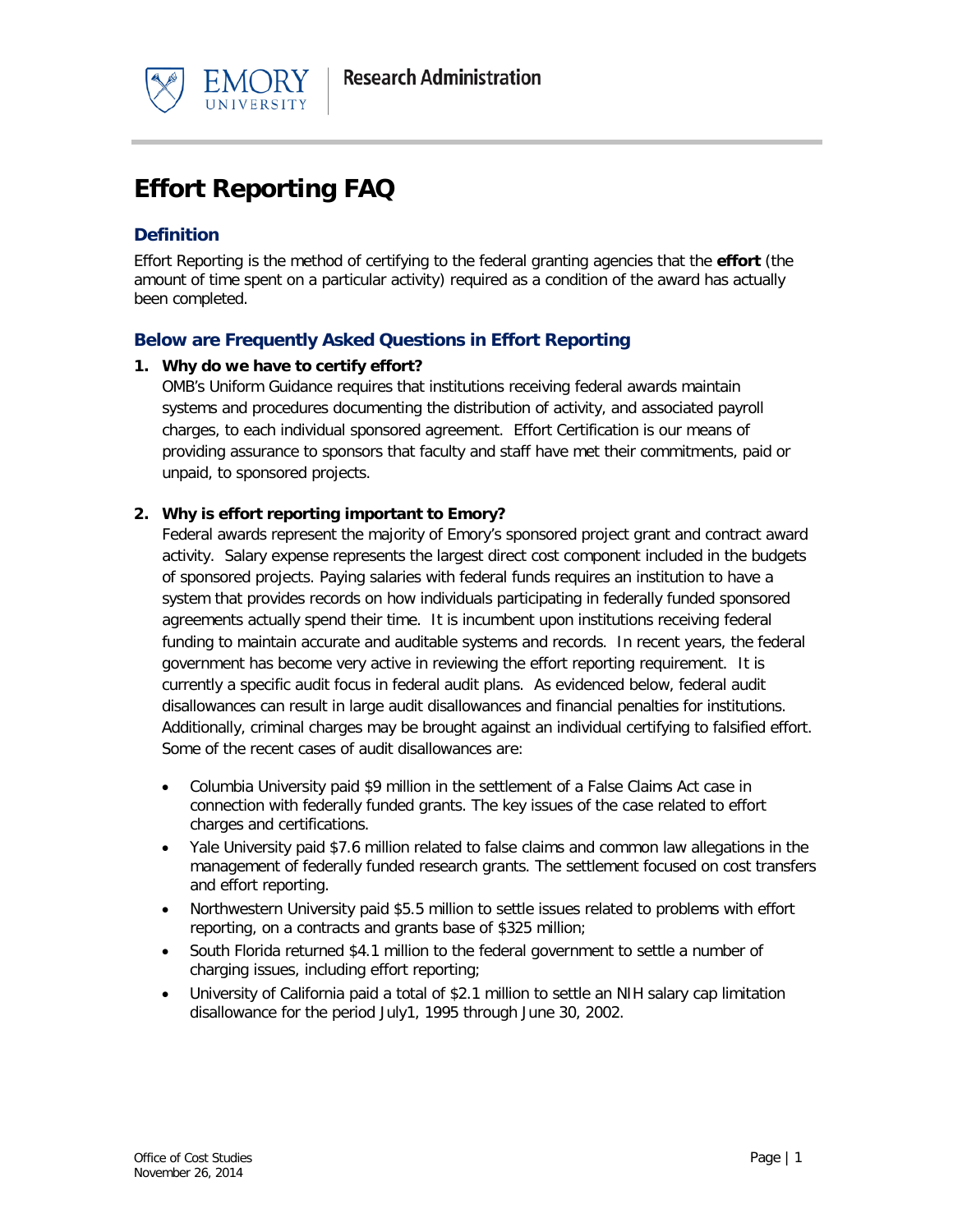# Effort Reporting FAQ

## Definition

Effort Reporting is the method of certifying to the federal granting agencies that the **effort** (the amount of time spent on a particular activity) required as a condition of the award has actually been completed.

## Below are Frequently Asked Questions in Effort Reporting

1. **Why do we have to certify effort?**
   OMB's Uniform Guidance requires that institutions receiving federal awards maintain systems and procedures documenting the distribution of activity, and associated payroll charges, to each individual sponsored agreement. Effort Certification is our means of providing assurance to sponsors that faculty and staff have met their commitments, paid or unpaid, to sponsored projects.

2. **Why is effort reporting important to Emory?**
   Federal awards represent the majority of Emory's sponsored project grant and contract award activity. Salary expense represents the largest direct cost component included in the budgets of sponsored projects. Paying salaries with federal funds requires an institution to have a system that provides records on how individuals participating in federally funded sponsored agreements actually spend their time. It is incumbent upon institutions receiving federal funding to maintain accurate and auditable systems and records. In recent years, the federal government has become very active in reviewing the effort reporting requirement. It is currently a specific audit focus in federal audit plans. As evidenced below, federal audit disallowances can result in large audit disallowances and financial penalties for institutions. Additionally, criminal charges may be brought against an individual certifying to falsified effort. Some of the recent cases of audit disallowances are:

   - Columbia University paid $9 million in the settlement of a False Claims Act case in connection with federally funded grants. The key issues of the case related to effort charges and certifications.
   - Yale University paid $7.6 million related to false claims and common law allegations in the management of federally funded research grants. The settlement focused on cost transfers and effort reporting.
   - Northwestern University paid $5.5 million to settle issues related to problems with effort reporting, on a contracts and grants base of $325 million;
   - South Florida returned $4.1 million to the federal government to settle a number of charging issues, including effort reporting;
   - University of California paid a total of $2.1 million to settle an NIH salary cap limitation disallowance for the period July1, 1995 through June 30, 2002.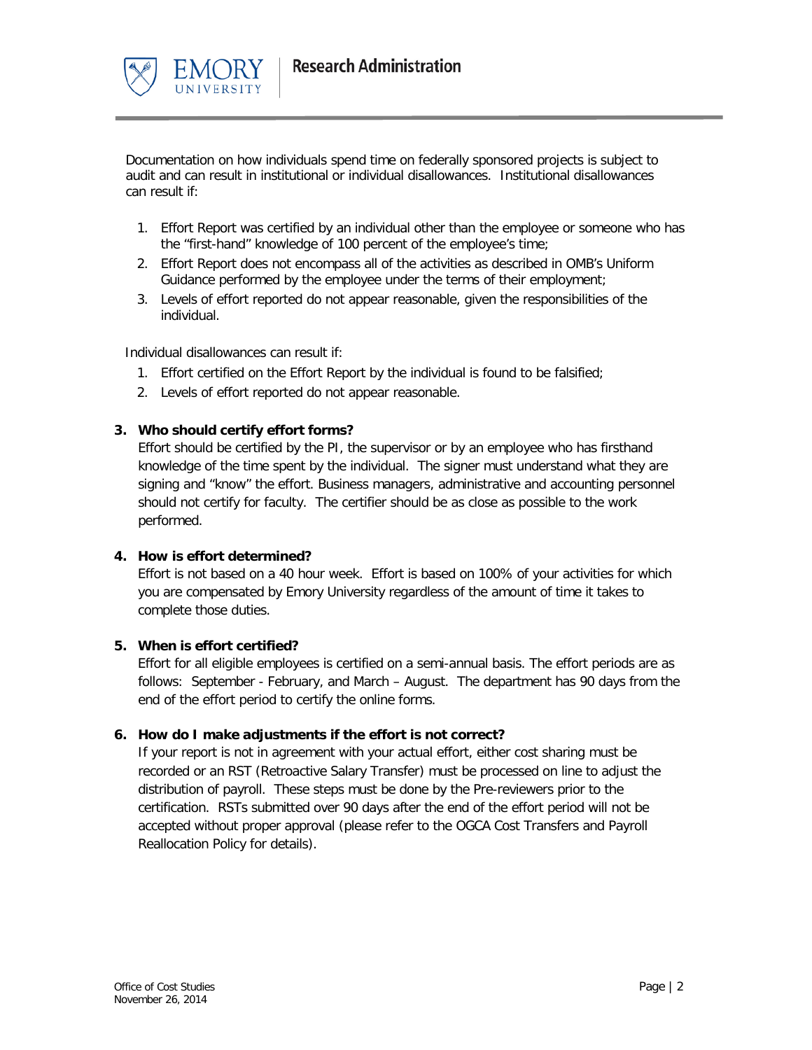Documentation on how individuals spend time on federally sponsored projects is subject to audit and can result in institutional or individual disallowances. Institutional disallowances can result if:

1. Effort Report was certified by an individual other than the employee or someone who has the "first-hand" knowledge of 100 percent of the employee's time;
2. Effort Report does not encompass all of the activities as described in OMB's Uniform Guidance performed by the employee under the terms of their employment;
3. Levels of effort reported do not appear reasonable, given the responsibilities of the individual.

Individual disallowances can result if:

1. Effort certified on the Effort Report by the individual is found to be falsified;
2. Levels of effort reported do not appear reasonable.

**3. Who should certify effort forms?**

Effort should be certified by the PI, the supervisor or by an employee who has firsthand knowledge of the time spent by the individual. The signer must understand what they are signing and "know" the effort. Business managers, administrative and accounting personnel should not certify for faculty. The certifier should be as close as possible to the work performed.

**4. How is effort determined?**

Effort is not based on a 40 hour week. Effort is based on 100% of your activities for which you are compensated by Emory University regardless of the amount of time it takes to complete those duties.

**5. When is effort certified?**

Effort for all eligible employees is certified on a semi-annual basis. The effort periods are as follows: September - February, and March – August. The department has 90 days from the end of the effort period to certify the online forms.

**6. How do I make adjustments if the effort is not correct?**

If your report is not in agreement with your actual effort, either cost sharing must be recorded or an RST (Retroactive Salary Transfer) must be processed on line to adjust the distribution of payroll. These steps must be done by the Pre-reviewers prior to the certification. RSTs submitted over 90 days after the end of the effort period will not be accepted without proper approval (please refer to the OGCA Cost Transfers and Payroll Reallocation Policy for details).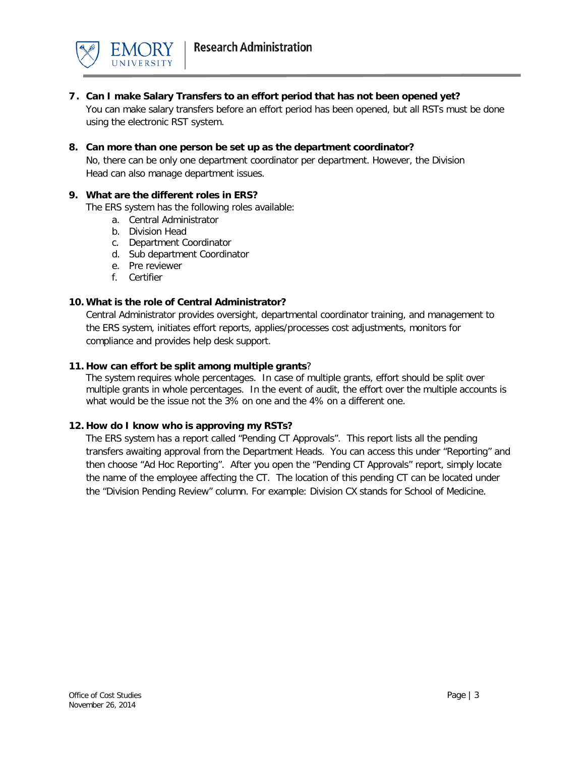7. **Can I make Salary Transfers to an effort period that has not been opened yet?**
   You can make salary transfers before an effort period has been opened, but all RSTs must be done using the electronic RST system.

8. **Can more than one person be set up as the department coordinator?**
   No, there can be only one department coordinator per department. However, the Division Head can also manage department issues.

9. **What are the different roles in ERS?**
   The ERS system has the following roles available:
   a. Central Administrator
   b. Division Head
   c. Department Coordinator
   d. Sub department Coordinator
   e. Pre reviewer
   f. Certifier

10. **What is the role of Central Administrator?**
    Central Administrator provides oversight, departmental coordinator training, and management to the ERS system, initiates effort reports, applies/processes cost adjustments, monitors for compliance and provides help desk support.

11. **How can effort be split among multiple grants**?
    The system requires whole percentages. In case of multiple grants, effort should be split over multiple grants in whole percentages. In the event of audit, the effort over the multiple accounts is what would be the issue not the 3% on one and the 4% on a different one.

12. **How do I know who is approving my RSTs?**
    The ERS system has a report called “Pending CT Approvals”. This report lists all the pending transfers awaiting approval from the Department Heads. You can access this under “Reporting” and then choose “Ad Hoc Reporting”. After you open the “Pending CT Approvals” report, simply locate the name of the employee affecting the CT. The location of this pending CT can be located under the “Division Pending Review” column. For example: Division CX stands for School of Medicine.

Office of Cost Studies
November 26, 2014